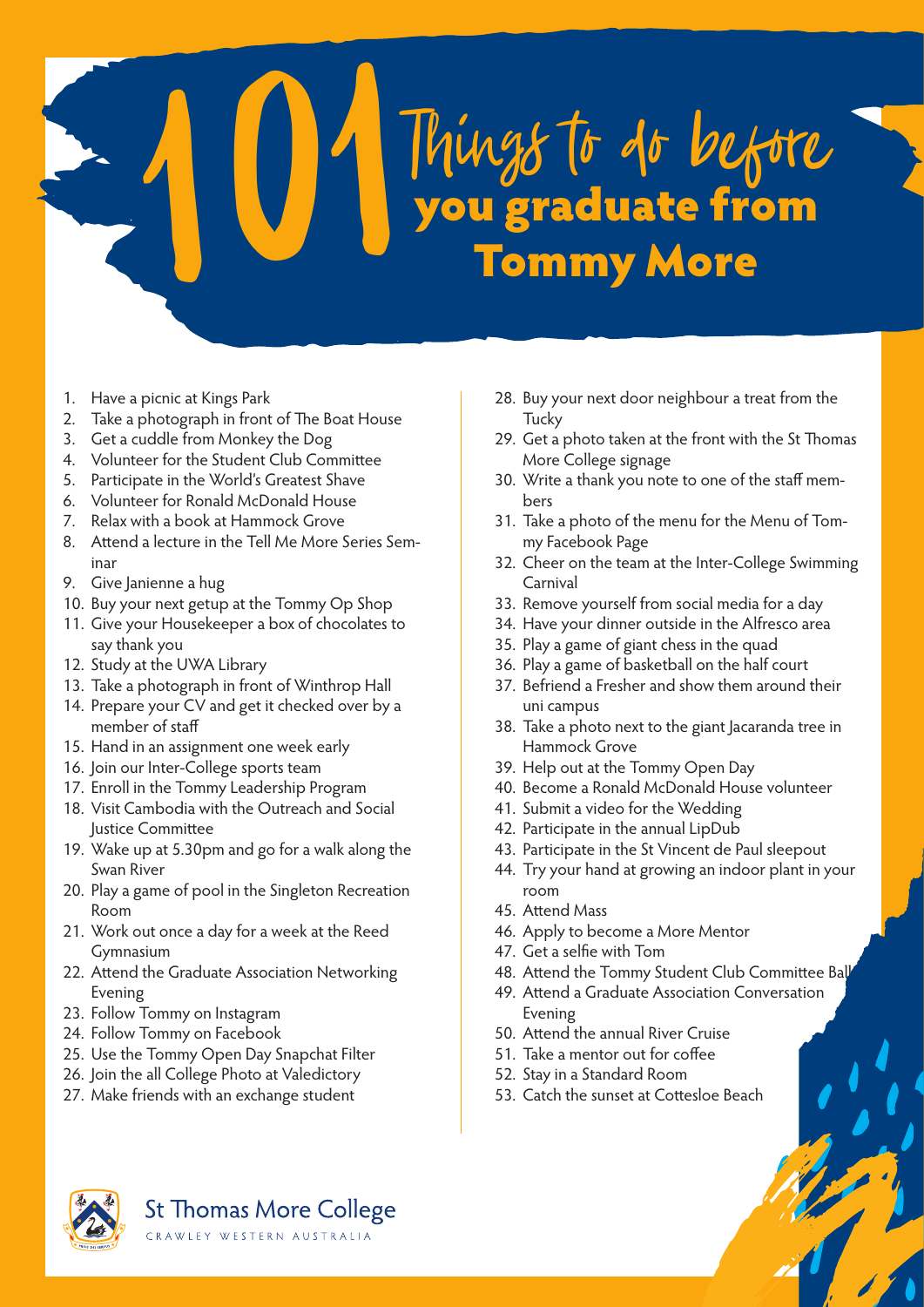# 101 Things to do before you graduate from Tommy More

1. Have a picnic at Kings Park
2. Take a photograph in front of The Boat House
3. Get a cuddle from Monkey the Dog
4. Volunteer for the Student Club Committee
5. Participate in the World's Greatest Shave
6. Volunteer for Ronald McDonald House
7. Relax with a book at Hammock Grove
8. Attend a lecture in the Tell Me More Series Seminar
9. Give Janienne a hug
10. Buy your next getup at the Tommy Op Shop
11. Give your Housekeeper a box of chocolates to say thank you
12. Study at the UWA Library
13. Take a photograph in front of Winthrop Hall
14. Prepare your CV and get it checked over by a member of staff
15. Hand in an assignment one week early
16. Join our Inter-College sports team
17. Enroll in the Tommy Leadership Program
18. Visit Cambodia with the Outreach and Social Justice Committee
19. Wake up at 5.30pm and go for a walk along the Swan River
20. Play a game of pool in the Singleton Recreation Room
21. Work out once a day for a week at the Reed Gymnasium
22. Attend the Graduate Association Networking Evening
23. Follow Tommy on Instagram
24. Follow Tommy on Facebook
25. Use the Tommy Open Day Snapchat Filter
26. Join the all College Photo at Valedictory
27. Make friends with an exchange student
28. Buy your next door neighbour a treat from the Tucky
29. Get a photo taken at the front with the St Thomas More College signage
30. Write a thank you note to one of the staff members
31. Take a photo of the menu for the Menu of Tommy Facebook Page
32. Cheer on the team at the Inter-College Swimming Carnival
33. Remove yourself from social media for a day
34. Have your dinner outside in the Alfresco area
35. Play a game of giant chess in the quad
36. Play a game of basketball on the half court
37. Befriend a Fresher and show them around their uni campus
38. Take a photo next to the giant Jacaranda tree in Hammock Grove
39. Help out at the Tommy Open Day
40. Become a Ronald McDonald House volunteer
41. Submit a video for the Wedding
42. Participate in the annual LipDub
43. Participate in the St Vincent de Paul sleepout
44. Try your hand at growing an indoor plant in your room
45. Attend Mass
46. Apply to become a More Mentor
47. Get a selfie with Tom
48. Attend the Tommy Student Club Committee Ball
49. Attend a Graduate Association Conversation Evening
50. Attend the annual River Cruise
51. Take a mentor out for coffee
52. Stay in a Standard Room
53. Catch the sunset at Cottesloe Beach

St Thomas More College
CRAWLEY WESTERN AUSTRALIA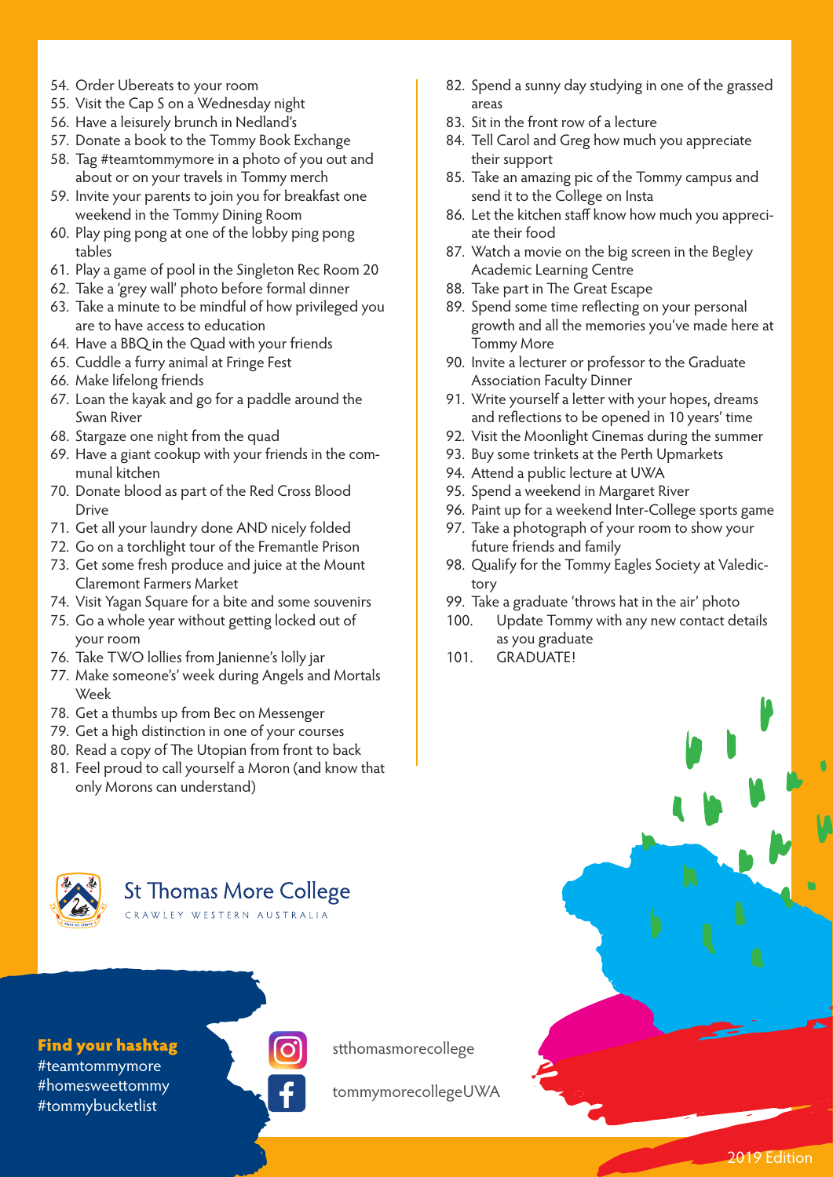54. Order Ubereats to your room
55. Visit the Cap S on a Wednesday night
56. Have a leisurely brunch in Nedland's
57. Donate a book to the Tommy Book Exchange
58. Tag #teamtommymore in a photo of you out and about or on your travels in Tommy merch
59. Invite your parents to join you for breakfast one weekend in the Tommy Dining Room
60. Play ping pong at one of the lobby ping pong tables
61. Play a game of pool in the Singleton Rec Room 20
62. Take a 'grey wall' photo before formal dinner
63. Take a minute to be mindful of how privileged you are to have access to education
64. Have a BBQ in the Quad with your friends
65. Cuddle a furry animal at Fringe Fest
66. Make lifelong friends
67. Loan the kayak and go for a paddle around the Swan River
68. Stargaze one night from the quad
69. Have a giant cookup with your friends in the communal kitchen
70. Donate blood as part of the Red Cross Blood Drive
71. Get all your laundry done AND nicely folded
72. Go on a torchlight tour of the Fremantle Prison
73. Get some fresh produce and juice at the Mount Claremont Farmers Market
74. Visit Yagan Square for a bite and some souvenirs
75. Go a whole year without getting locked out of your room
76. Take TWO lollies from Janienne's lolly jar
77. Make someone's' week during Angels and Mortals Week
78. Get a thumbs up from Bec on Messenger
79. Get a high distinction in one of your courses
80. Read a copy of The Utopian from front to back
81. Feel proud to call yourself a Moron (and know that only Morons can understand)
82. Spend a sunny day studying in one of the grassed areas
83. Sit in the front row of a lecture
84. Tell Carol and Greg how much you appreciate their support
85. Take an amazing pic of the Tommy campus and send it to the College on Insta
86. Let the kitchen staff know how much you appreciate their food
87. Watch a movie on the big screen in the Begley Academic Learning Centre
88. Take part in The Great Escape
89. Spend some time reflecting on your personal growth and all the memories you've made here at Tommy More
90. Invite a lecturer or professor to the Graduate Association Faculty Dinner
91. Write yourself a letter with your hopes, dreams and reflections to be opened in 10 years' time
92. Visit the Moonlight Cinemas during the summer
93. Buy some trinkets at the Perth Upmarkets
94. Attend a public lecture at UWA
95. Spend a weekend in Margaret River
96. Paint up for a weekend Inter-College sports game
97. Take a photograph of your room to show your future friends and family
98. Qualify for the Tommy Eagles Society at Valedictory
99. Take a graduate 'throws hat in the air' photo
100. Update Tommy with any new contact details as you graduate
101. GRADUATE!

St Thomas More College
CRAWLEY WESTERN AUSTRALIA

**Find your hashtag**
#teamtommymore
#homesweettommy
#tommybucketlist

stthomasmorecollege

tommymorecollegeUWA

2019 Edition